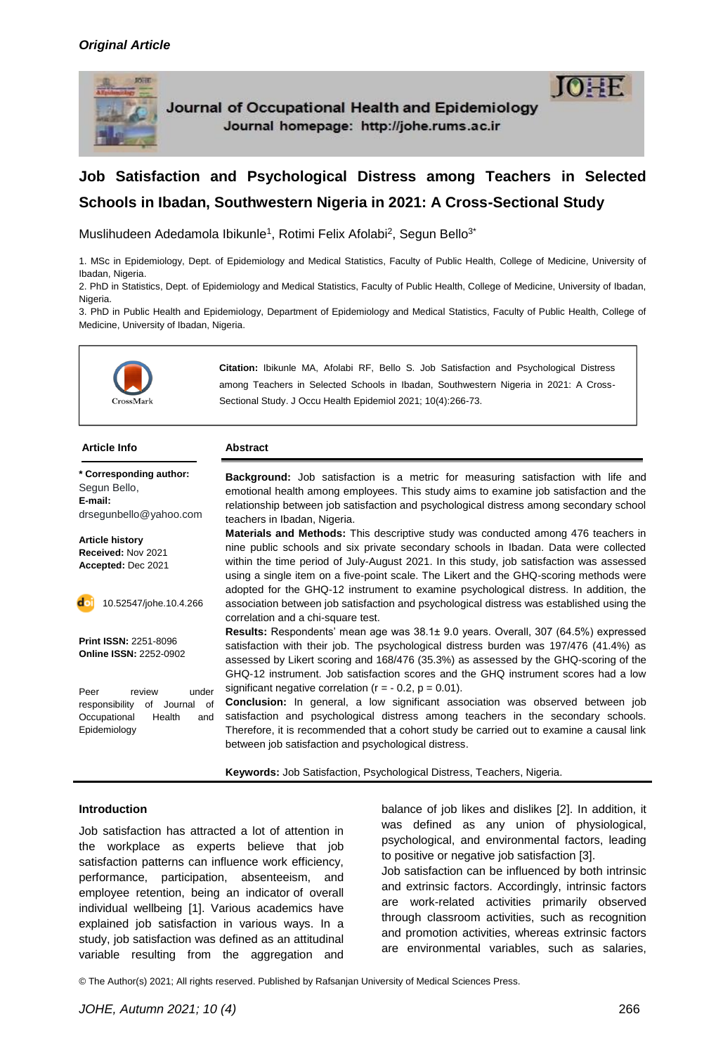*Original Article*

Journal of Occupational Health and Epidemiology
Journal homepage: http://johe.rums.ac.ir

# Job Satisfaction and Psychological Distress among Teachers in Selected Schools in Ibadan, Southwestern Nigeria in 2021: A Cross-Sectional Study

Muslihudeen Adedamola Ibikunle[1], Rotimi Felix Afolabi[2], Segun Bello[3*]

1. MSc in Epidemiology, Dept. of Epidemiology and Medical Statistics, Faculty of Public Health, College of Medicine, University of Ibadan, Nigeria.
2. PhD in Statistics, Dept. of Epidemiology and Medical Statistics, Faculty of Public Health, College of Medicine, University of Ibadan, Nigeria.
3. PhD in Public Health and Epidemiology, Department of Epidemiology and Medical Statistics, Faculty of Public Health, College of Medicine, University of Ibadan, Nigeria.

**Citation:** Ibikunle MA, Afolabi RF, Bello S. Job Satisfaction and Psychological Distress among Teachers in Selected Schools in Ibadan, Southwestern Nigeria in 2021: A Cross-Sectional Study. J Occu Health Epidemiol 2021; 10(4):266-73.

**Article Info**

**\* Corresponding author:** Segun Bello,
**E-mail:** drsegunbello@yahoo.com

**Article history**
**Received:** Nov 2021
**Accepted:** Dec 2021

10.52547/johe.10.4.266

**Print ISSN:** 2251-8096
**Online ISSN:** 2252-0902

Peer review under responsibility of Journal of Occupational Health and Epidemiology

**Abstract**

**Background:** Job satisfaction is a metric for measuring satisfaction with life and emotional health among employees. This study aims to examine job satisfaction and the relationship between job satisfaction and psychological distress among secondary school teachers in Ibadan, Nigeria.

**Materials and Methods:** This descriptive study was conducted among 476 teachers in nine public schools and six private secondary schools in Ibadan. Data were collected within the time period of July-August 2021. In this study, job satisfaction was assessed using a single item on a five-point scale. The Likert and the GHQ-scoring methods were adopted for the GHQ-12 instrument to examine psychological distress. In addition, the association between job satisfaction and psychological distress was established using the correlation and a chi-square test.

**Results:** Respondents' mean age was 38.1± 9.0 years. Overall, 307 (64.5%) expressed satisfaction with their job. The psychological distress burden was 197/476 (41.4%) as assessed by Likert scoring and 168/476 (35.3%) as assessed by the GHQ-scoring of the GHQ-12 instrument. Job satisfaction scores and the GHQ instrument scores had a low significant negative correlation ($r = -0.2$, $p = 0.01$).

**Conclusion:** In general, a low significant association was observed between job satisfaction and psychological distress among teachers in the secondary schools. Therefore, it is recommended that a cohort study be carried out to examine a causal link between job satisfaction and psychological distress.

**Keywords:** Job Satisfaction, Psychological Distress, Teachers, Nigeria.

## Introduction

Job satisfaction has attracted a lot of attention in the workplace as experts believe that job satisfaction patterns can influence work efficiency, performance, participation, absenteeism, and employee retention, being an indicator of overall individual wellbeing [1]. Various academics have explained job satisfaction in various ways. In a study, job satisfaction was defined as an attitudinal variable resulting from the aggregation and balance of job likes and dislikes [2]. In addition, it was defined as any union of physiological, psychological, and environmental factors, leading to positive or negative job satisfaction [3].

Job satisfaction can be influenced by both intrinsic and extrinsic factors. Accordingly, intrinsic factors are work-related activities primarily observed through classroom activities, such as recognition and promotion activities, whereas extrinsic factors are environmental variables, such as salaries,

© The Author(s) 2021; All rights reserved. Published by Rafsanjan University of Medical Sciences Press.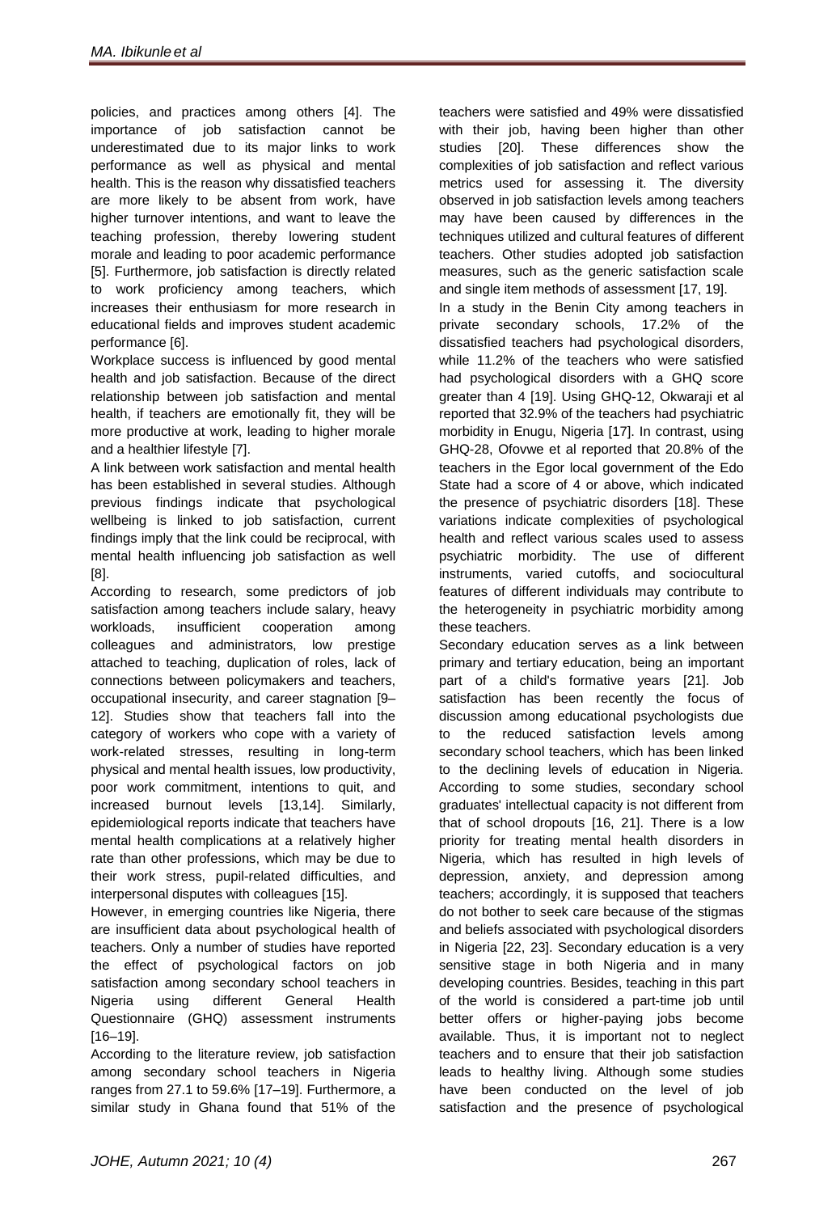policies, and practices among others [4]. The importance of job satisfaction cannot be underestimated due to its major links to work performance as well as physical and mental health. This is the reason why dissatisfied teachers are more likely to be absent from work, have higher turnover intentions, and want to leave the teaching profession, thereby lowering student morale and leading to poor academic performance [5]. Furthermore, job satisfaction is directly related to work proficiency among teachers, which increases their enthusiasm for more research in educational fields and improves student academic performance [6].

Workplace success is influenced by good mental health and job satisfaction. Because of the direct relationship between job satisfaction and mental health, if teachers are emotionally fit, they will be more productive at work, leading to higher morale and a healthier lifestyle [7].

A link between work satisfaction and mental health has been established in several studies. Although previous findings indicate that psychological wellbeing is linked to job satisfaction, current findings imply that the link could be reciprocal, with mental health influencing job satisfaction as well [8].

According to research, some predictors of job satisfaction among teachers include salary, heavy workloads, insufficient cooperation among colleagues and administrators, low prestige attached to teaching, duplication of roles, lack of connections between policymakers and teachers, occupational insecurity, and career stagnation [9–12]. Studies show that teachers fall into the category of workers who cope with a variety of work-related stresses, resulting in long-term physical and mental health issues, low productivity, poor work commitment, intentions to quit, and increased burnout levels [13,14]. Similarly, epidemiological reports indicate that teachers have mental health complications at a relatively higher rate than other professions, which may be due to their work stress, pupil-related difficulties, and interpersonal disputes with colleagues [15].

However, in emerging countries like Nigeria, there are insufficient data about psychological health of teachers. Only a number of studies have reported the effect of psychological factors on job satisfaction among secondary school teachers in Nigeria using different General Health Questionnaire (GHQ) assessment instruments [16–19].

According to the literature review, job satisfaction among secondary school teachers in Nigeria ranges from 27.1 to 59.6% [17–19]. Furthermore, a similar study in Ghana found that 51% of the teachers were satisfied and 49% were dissatisfied with their job, having been higher than other studies [20]. These differences show the complexities of job satisfaction and reflect various metrics used for assessing it. The diversity observed in job satisfaction levels among teachers may have been caused by differences in the techniques utilized and cultural features of different teachers. Other studies adopted job satisfaction measures, such as the generic satisfaction scale and single item methods of assessment [17, 19].

In a study in the Benin City among teachers in private secondary schools, 17.2% of the dissatisfied teachers had psychological disorders, while 11.2% of the teachers who were satisfied had psychological disorders with a GHQ score greater than 4 [19]. Using GHQ-12, Okwaraji et al reported that 32.9% of the teachers had psychiatric morbidity in Enugu, Nigeria [17]. In contrast, using GHQ-28, Ofovwe et al reported that 20.8% of the teachers in the Egor local government of the Edo State had a score of 4 or above, which indicated the presence of psychiatric disorders [18]. These variations indicate complexities of psychological health and reflect various scales used to assess psychiatric morbidity. The use of different instruments, varied cutoffs, and sociocultural features of different individuals may contribute to the heterogeneity in psychiatric morbidity among these teachers.

Secondary education serves as a link between primary and tertiary education, being an important part of a child's formative years [21]. Job satisfaction has been recently the focus of discussion among educational psychologists due to the reduced satisfaction levels among secondary school teachers, which has been linked to the declining levels of education in Nigeria. According to some studies, secondary school graduates' intellectual capacity is not different from that of school dropouts [16, 21]. There is a low priority for treating mental health disorders in Nigeria, which has resulted in high levels of depression, anxiety, and depression among teachers; accordingly, it is supposed that teachers do not bother to seek care because of the stigmas and beliefs associated with psychological disorders in Nigeria [22, 23]. Secondary education is a very sensitive stage in both Nigeria and in many developing countries. Besides, teaching in this part of the world is considered a part-time job until better offers or higher-paying jobs become available. Thus, it is important not to neglect teachers and to ensure that their job satisfaction leads to healthy living. Although some studies have been conducted on the level of job satisfaction and the presence of psychological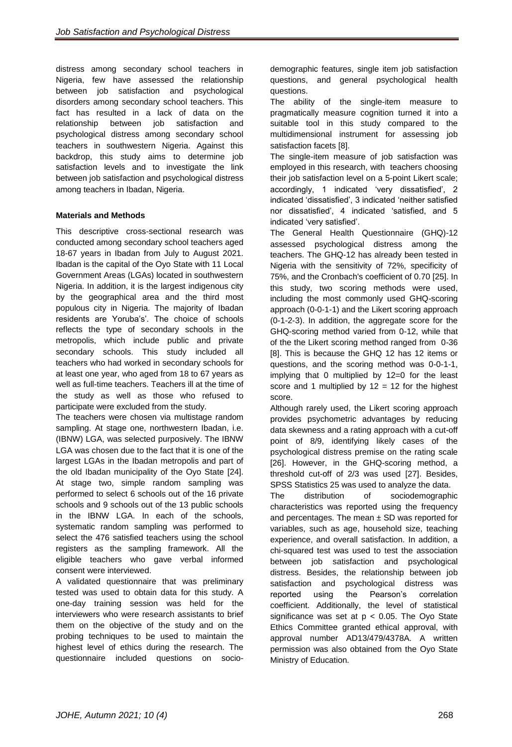distress among secondary school teachers in Nigeria, few have assessed the relationship between job satisfaction and psychological disorders among secondary school teachers. This fact has resulted in a lack of data on the relationship between job satisfaction and psychological distress among secondary school teachers in southwestern Nigeria. Against this backdrop, this study aims to determine job satisfaction levels and to investigate the link between job satisfaction and psychological distress among teachers in Ibadan, Nigeria.

**Materials and Methods**

This descriptive cross-sectional research was conducted among secondary school teachers aged 18-67 years in Ibadan from July to August 2021. Ibadan is the capital of the Oyo State with 11 Local Government Areas (LGAs) located in southwestern Nigeria. In addition, it is the largest indigenous city by the geographical area and the third most populous city in Nigeria. The majority of Ibadan residents are Yoruba's'. The choice of schools reflects the type of secondary schools in the metropolis, which include public and private secondary schools. This study included all teachers who had worked in secondary schools for at least one year, who aged from 18 to 67 years as well as full-time teachers. Teachers ill at the time of the study as well as those who refused to participate were excluded from the study.

The teachers were chosen via multistage random sampling. At stage one, northwestern Ibadan, i.e. (IBNW) LGA, was selected purposively. The IBNW LGA was chosen due to the fact that it is one of the largest LGAs in the Ibadan metropolis and part of the old Ibadan municipality of the Oyo State [24]. At stage two, simple random sampling was performed to select 6 schools out of the 16 private schools and 9 schools out of the 13 public schools in the IBNW LGA. In each of the schools, systematic random sampling was performed to select the 476 satisfied teachers using the school registers as the sampling framework. All the eligible teachers who gave verbal informed consent were interviewed.

A validated questionnaire that was preliminary tested was used to obtain data for this study. A one-day training session was held for the interviewers who were research assistants to brief them on the objective of the study and on the probing techniques to be used to maintain the highest level of ethics during the research. The questionnaire included questions on socio-demographic features, single item job satisfaction questions, and general psychological health questions.

The ability of the single-item measure to pragmatically measure cognition turned it into a suitable tool in this study compared to the multidimensional instrument for assessing job satisfaction facets [8].

The single-item measure of job satisfaction was employed in this research, with teachers choosing their job satisfaction level on a 5-point Likert scale; accordingly, 1 indicated 'very dissatisfied', 2 indicated 'dissatisfied', 3 indicated 'neither satisfied nor dissatisfied', 4 indicated 'satisfied, and 5 indicated 'very satisfied'.

The General Health Questionnaire (GHQ)-12 assessed psychological distress among the teachers. The GHQ-12 has already been tested in Nigeria with the sensitivity of 72%, specificity of 75%, and the Cronbach's coefficient of 0.70 [25]. In this study, two scoring methods were used, including the most commonly used GHQ-scoring approach (0-0-1-1) and the Likert scoring approach (0-1-2-3). In addition, the aggregate score for the GHQ-scoring method varied from 0-12, while that of the the Likert scoring method ranged from 0-36 [8]. This is because the GHQ 12 has 12 items or questions, and the scoring method was 0-0-1-1, implying that 0 multiplied by 12=0 for the least score and 1 multiplied by 12 = 12 for the highest score.

Although rarely used, the Likert scoring approach provides psychometric advantages by reducing data skewness and a rating approach with a cut-off point of 8/9, identifying likely cases of the psychological distress premise on the rating scale [26]. However, in the GHQ-scoring method, a threshold cut-off of 2/3 was used [27]. Besides, SPSS Statistics 25 was used to analyze the data.

The distribution of sociodemographic characteristics was reported using the frequency and percentages. The mean ± SD was reported for variables, such as age, household size, teaching experience, and overall satisfaction. In addition, a chi-squared test was used to test the association between job satisfaction and psychological distress. Besides, the relationship between job satisfaction and psychological distress was reported using the Pearson's correlation coefficient. Additionally, the level of statistical significance was set at $p < 0.05$. The Oyo State Ethics Committee granted ethical approval, with approval number AD13/479/4378A. A written permission was also obtained from the Oyo State Ministry of Education.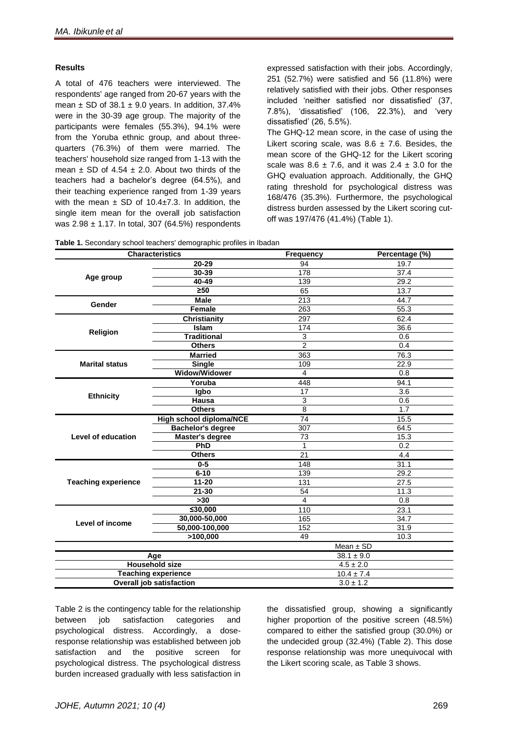## Results

A total of 476 teachers were interviewed. The respondents' age ranged from 20-67 years with the mean ± SD of 38.1 ± 9.0 years. In addition, 37.4% were in the 30-39 age group. The majority of the participants were females (55.3%), 94.1% were from the Yoruba ethnic group, and about three-quarters (76.3%) of them were married. The teachers' household size ranged from 1-13 with the mean ± SD of 4.54 ± 2.0. About two thirds of the teachers had a bachelor's degree (64.5%), and their teaching experience ranged from 1-39 years with the mean ± SD of 10.4±7.3. In addition, the single item mean for the overall job satisfaction was 2.98 ± 1.17. In total, 307 (64.5%) respondents expressed satisfaction with their jobs. Accordingly, 251 (52.7%) were satisfied and 56 (11.8%) were relatively satisfied with their jobs. Other responses included 'neither satisfied nor dissatisfied' (37, 7.8%), 'dissatisfied' (106, 22.3%), and 'very dissatisfied' (26, 5.5%).

The GHQ-12 mean score, in the case of using the Likert scoring scale, was 8.6 ± 7.6. Besides, the mean score of the GHQ-12 for the Likert scoring scale was 8.6 ± 7.6, and it was 2.4 ± 3.0 for the GHQ evaluation approach. Additionally, the GHQ rating threshold for psychological distress was 168/476 (35.3%). Furthermore, the psychological distress burden assessed by the Likert scoring cut-off was 197/476 (41.4%) (Table 1).

**Table 1.** Secondary school teachers' demographic profiles in Ibadan

| Characteristics | | Frequency | Percentage (%) |
|---|---|---|---|
| **Age group** | **20-29** | 94 | 19.7 |
| | **30-39** | 178 | 37.4 |
| | **40-49** | 139 | 29.2 |
| | **≥50** | 65 | 13.7 |
| **Gender** | **Male** | 213 | 44.7 |
| | **Female** | 263 | 55.3 |
| **Religion** | **Christianity** | 297 | 62.4 |
| | **Islam** | 174 | 36.6 |
| | **Traditional** | 3 | 0.6 |
| | **Others** | 2 | 0.4 |
| **Marital status** | **Married** | 363 | 76.3 |
| | **Single** | 109 | 22.9 |
| | **Widow/Widower** | 4 | 0.8 |
| **Ethnicity** | **Yoruba** | 448 | 94.1 |
| | **Igbo** | 17 | 3.6 |
| | **Hausa** | 3 | 0.6 |
| | **Others** | 8 | 1.7 |
| **Level of education** | **High school diploma/NCE** | 74 | 15.5 |
| | **Bachelor's degree** | 307 | 64.5 |
| | **Master's degree** | 73 | 15.3 |
| | **PhD** | 1 | 0.2 |
| | **Others** | 21 | 4.4 |
| **Teaching experience** | **0-5** | 148 | 31.1 |
| | **6-10** | 139 | 29.2 |
| | **11-20** | 131 | 27.5 |
| | **21-30** | 54 | 11.3 |
| | **>30** | 4 | 0.8 |
| **Level of income** | **≤30,000** | 110 | 23.1 |
| | **30,000-50,000** | 165 | 34.7 |
| | **50,000-100,000** | 152 | 31.9 |
| | **>100,000** | 49 | 10.3 |
| | | Mean ± SD | |
| **Age** | | 38.1 ± 9.0 | |
| **Household size** | | 4.5 ± 2.0 | |
| **Teaching experience** | | 10.4 ± 7.4 | |
| **Overall job satisfaction** | | 3.0 ± 1.2 | |

Table 2 is the contingency table for the relationship between job satisfaction categories and psychological distress. Accordingly, a dose-response relationship was established between job satisfaction and the positive screen for psychological distress. The psychological distress burden increased gradually with less satisfaction in the dissatisfied group, showing a significantly higher proportion of the positive screen (48.5%) compared to either the satisfied group (30.0%) or the undecided group (32.4%) (Table 2). This dose response relationship was more unequivocal with the Likert scoring scale, as Table 3 shows.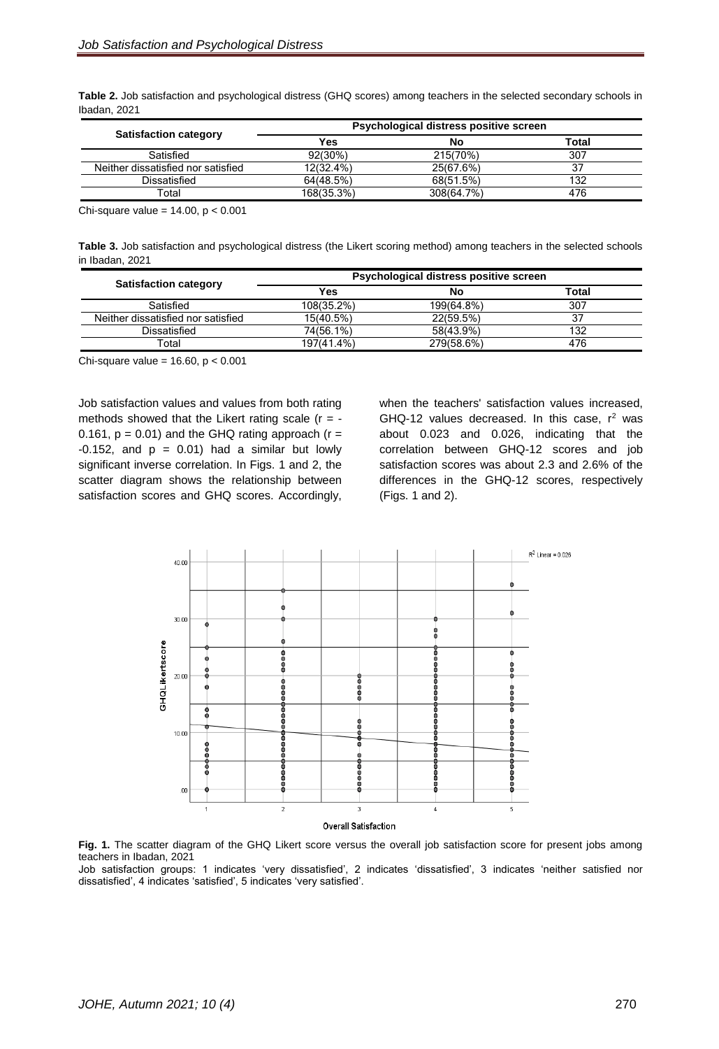**Table 2.** Job satisfaction and psychological distress (GHQ scores) among teachers in the selected secondary schools in Ibadan, 2021

| Satisfaction category | Psychological distress positive screen | | |
|---|---|---|---|
| | Yes | No | Total |
| Satisfied | 92(30%) | 215(70%) | 307 |
| Neither dissatisfied nor satisfied | 12(32.4%) | 25(67.6%) | 37 |
| Dissatisfied | 64(48.5%) | 68(51.5%) | 132 |
| Total | 168(35.3%) | 308(64.7%) | 476 |

Chi-square value = 14.00, $p < 0.001$

**Table 3.** Job satisfaction and psychological distress (the Likert scoring method) among teachers in the selected schools in Ibadan, 2021

| Satisfaction category | Psychological distress positive screen | | |
|---|---|---|---|
| | Yes | No | Total |
| Satisfied | 108(35.2%) | 199(64.8%) | 307 |
| Neither dissatisfied nor satisfied | 15(40.5%) | 22(59.5%) | 37 |
| Dissatisfied | 74(56.1%) | 58(43.9%) | 132 |
| Total | 197(41.4%) | 279(58.6%) | 476 |

Chi-square value = 16.60, $p < 0.001$

Job satisfaction values and values from both rating methods showed that the Likert rating scale ($r = -0.161$, $p = 0.01$) and the GHQ rating approach ($r = -0.152$, and $p = 0.01$) had a similar but lowly significant inverse correlation. In Figs. 1 and 2, the scatter diagram shows the relationship between satisfaction scores and GHQ scores. Accordingly, when the teachers' satisfaction values increased, GHQ-12 values decreased. In this case, $r^2$ was about 0.023 and 0.026, indicating that the correlation between GHQ-12 scores and job satisfaction scores was about 2.3 and 2.6% of the differences in the GHQ-12 scores, respectively (Figs. 1 and 2).

**Fig. 1.** The scatter diagram of the GHQ Likert score versus the overall job satisfaction score for present jobs among teachers in Ibadan, 2021

Job satisfaction groups: 1 indicates 'very dissatisfied', 2 indicates 'dissatisfied', 3 indicates 'neither satisfied nor dissatisfied', 4 indicates 'satisfied', 5 indicates 'very satisfied'.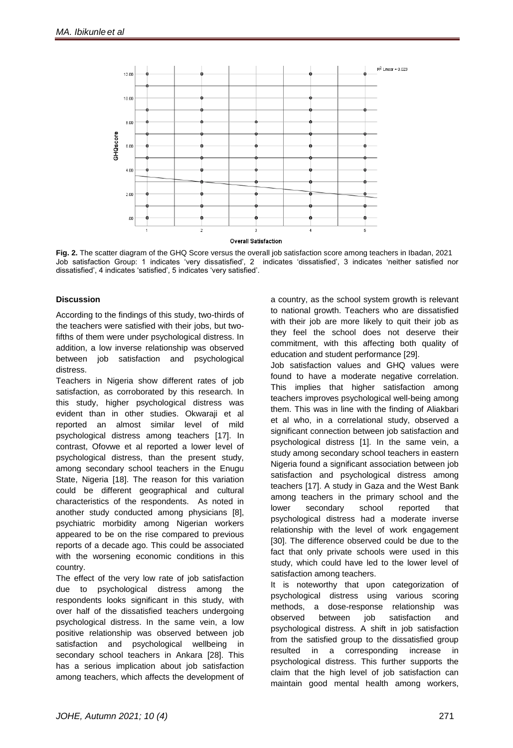**Fig. 2.** The scatter diagram of the GHQ Score versus the overall job satisfaction score among teachers in Ibadan, 2021
Job satisfaction Group: 1 indicates 'very dissatisfied', 2 indicates 'dissatisfied', 3 indicates 'neither satisfied nor dissatisfied', 4 indicates 'satisfied', 5 indicates 'very satisfied'.

### Discussion

According to the findings of this study, two-thirds of the teachers were satisfied with their jobs, but two-fifths of them were under psychological distress. In addition, a low inverse relationship was observed between job satisfaction and psychological distress.

Teachers in Nigeria show different rates of job satisfaction, as corroborated by this research. In this study, higher psychological distress was evident than in other studies. Okwaraji et al reported an almost similar level of mild psychological distress among teachers [17]. In contrast, Ofovwe et al reported a lower level of psychological distress, than the present study, among secondary school teachers in the Enugu State, Nigeria [18]. The reason for this variation could be different geographical and cultural characteristics of the respondents. As noted in another study conducted among physicians [8], psychiatric morbidity among Nigerian workers appeared to be on the rise compared to previous reports of a decade ago. This could be associated with the worsening economic conditions in this country.

The effect of the very low rate of job satisfaction due to psychological distress among the respondents looks significant in this study, with over half of the dissatisfied teachers undergoing psychological distress. In the same vein, a low positive relationship was observed between job satisfaction and psychological wellbeing in secondary school teachers in Ankara [28]. This has a serious implication about job satisfaction among teachers, which affects the development of a country, as the school system growth is relevant to national growth. Teachers who are dissatisfied with their job are more likely to quit their job as they feel the school does not deserve their commitment, with this affecting both quality of education and student performance [29].

Job satisfaction values and GHQ values were found to have a moderate negative correlation. This implies that higher satisfaction among teachers improves psychological well-being among them. This was in line with the finding of Aliakbari et al who, in a correlational study, observed a significant connection between job satisfaction and psychological distress [1]. In the same vein, a study among secondary school teachers in eastern Nigeria found a significant association between job satisfaction and psychological distress among teachers [17]. A study in Gaza and the West Bank among teachers in the primary school and the lower secondary school reported that psychological distress had a moderate inverse relationship with the level of work engagement [30]. The difference observed could be due to the fact that only private schools were used in this study, which could have led to the lower level of satisfaction among teachers.

It is noteworthy that upon categorization of psychological distress using various scoring methods, a dose-response relationship was observed between job satisfaction and psychological distress. A shift in job satisfaction from the satisfied group to the dissatisfied group resulted in a corresponding increase in psychological distress. This further supports the claim that the high level of job satisfaction can maintain good mental health among workers,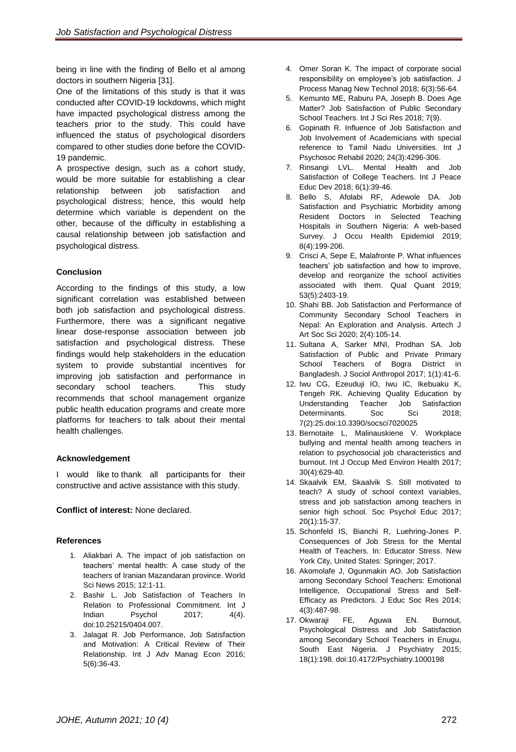being in line with the finding of Bello et al among doctors in southern Nigeria [31].

One of the limitations of this study is that it was conducted after COVID-19 lockdowns, which might have impacted psychological distress among the teachers prior to the study. This could have influenced the status of psychological disorders compared to other studies done before the COVID-19 pandemic.

A prospective design, such as a cohort study, would be more suitable for establishing a clear relationship between job satisfaction and psychological distress; hence, this would help determine which variable is dependent on the other, because of the difficulty in establishing a causal relationship between job satisfaction and psychological distress.

### Conclusion

According to the findings of this study, a low significant correlation was established between both job satisfaction and psychological distress. Furthermore, there was a significant negative linear dose-response association between job satisfaction and psychological distress. These findings would help stakeholders in the education system to provide substantial incentives for improving job satisfaction and performance in secondary school teachers. This study recommends that school management organize public health education programs and create more platforms for teachers to talk about their mental health challenges.

### Acknowledgement

I would like to thank all participants for their constructive and active assistance with this study.

**Conflict of interest:** None declared.

### References

1. Aliakbari A. The impact of job satisfaction on teachers' mental health: A case study of the teachers of Iranian Mazandaran province. World Sci News 2015; 12:1-11.
2. Bashir L. Job Satisfaction of Teachers In Relation to Professional Commitment. Int J Indian Psychol 2017; 4(4). doi:10.25215/0404.007.
3. Jalagat R. Job Performance, Job Satisfaction and Motivation: A Critical Review of Their Relationship. Int J Adv Manag Econ 2016; 5(6):36-43.
4. Omer Soran K. The impact of corporate social responsibility on employee's job satisfaction. J Process Manag New Technol 2018; 6(3):56-64.
5. Kemunto ME, Raburu PA, Joseph B. Does Age Matter? Job Satisfaction of Public Secondary School Teachers. Int J Sci Res 2018; 7(9).
6. Gopinath R. Influence of Job Satisfaction and Job Involvement of Academicians with special reference to Tamil Nadu Universities. Int J Psychosoc Rehabil 2020; 24(3):4296-306.
7. Rinsangi LVL. Mental Health and Job Satisfaction of College Teachers. Int J Peace Educ Dev 2018; 6(1):39-46.
8. Bello S, Afolabi RF, Adewole DA. Job Satisfaction and Psychiatric Morbidity among Resident Doctors in Selected Teaching Hospitals in Southern Nigeria: A web-based Survey. J Occu Health Epidemiol 2019; 8(4):199-206.
9. Crisci A, Sepe E, Malafronte P. What influences teachers' job satisfaction and how to improve, develop and reorganize the school activities associated with them. Qual Quant 2019; 53(5):2403-19.
10. Shahi BB. Job Satisfaction and Performance of Community Secondary School Teachers in Nepal: An Exploration and Analysis. Artech J Art Soc Sci 2020; 2(4):105-14.
11. Sultana A, Sarker MNI, Prodhan SA. Job Satisfaction of Public and Private Primary School Teachers of Bogra District in Bangladesh. J Sociol Anthropol 2017; 1(1):41-6.
12. Iwu CG, Ezeuduji IO, Iwu IC, Ikebuaku K, Tengeh RK. Achieving Quality Education by Understanding Teacher Job Satisfaction Determinants. Soc Sci 2018; 7(2):25.doi:10.3390/socsci7020025
13. Bernotaite L, Malinauskiene V. Workplace bullying and mental health among teachers in relation to psychosocial job characteristics and burnout. Int J Occup Med Environ Health 2017; 30(4):629-40.
14. Skaalvik EM, Skaalvik S. Still motivated to teach? A study of school context variables, stress and job satisfaction among teachers in senior high school. Soc Psychol Educ 2017; 20(1):15-37.
15. Schonfeld IS, Bianchi R, Luehring-Jones P. Consequences of Job Stress for the Mental Health of Teachers. In: Educator Stress. New York City, United States: Springer; 2017.
16. Akomolafe J, Ogunmakin AO. Job Satisfaction among Secondary School Teachers: Emotional Intelligence, Occupational Stress and Self-Efficacy as Predictors. J Educ Soc Res 2014; 4(3):487-98.
17. Okwaraji FE, Aguwa EN. Burnout, Psychological Distress and Job Satisfaction among Secondary School Teachers in Enugu, South East Nigeria. J Psychiatry 2015; 18(1):198. doi:10.4172/Psychiatry.1000198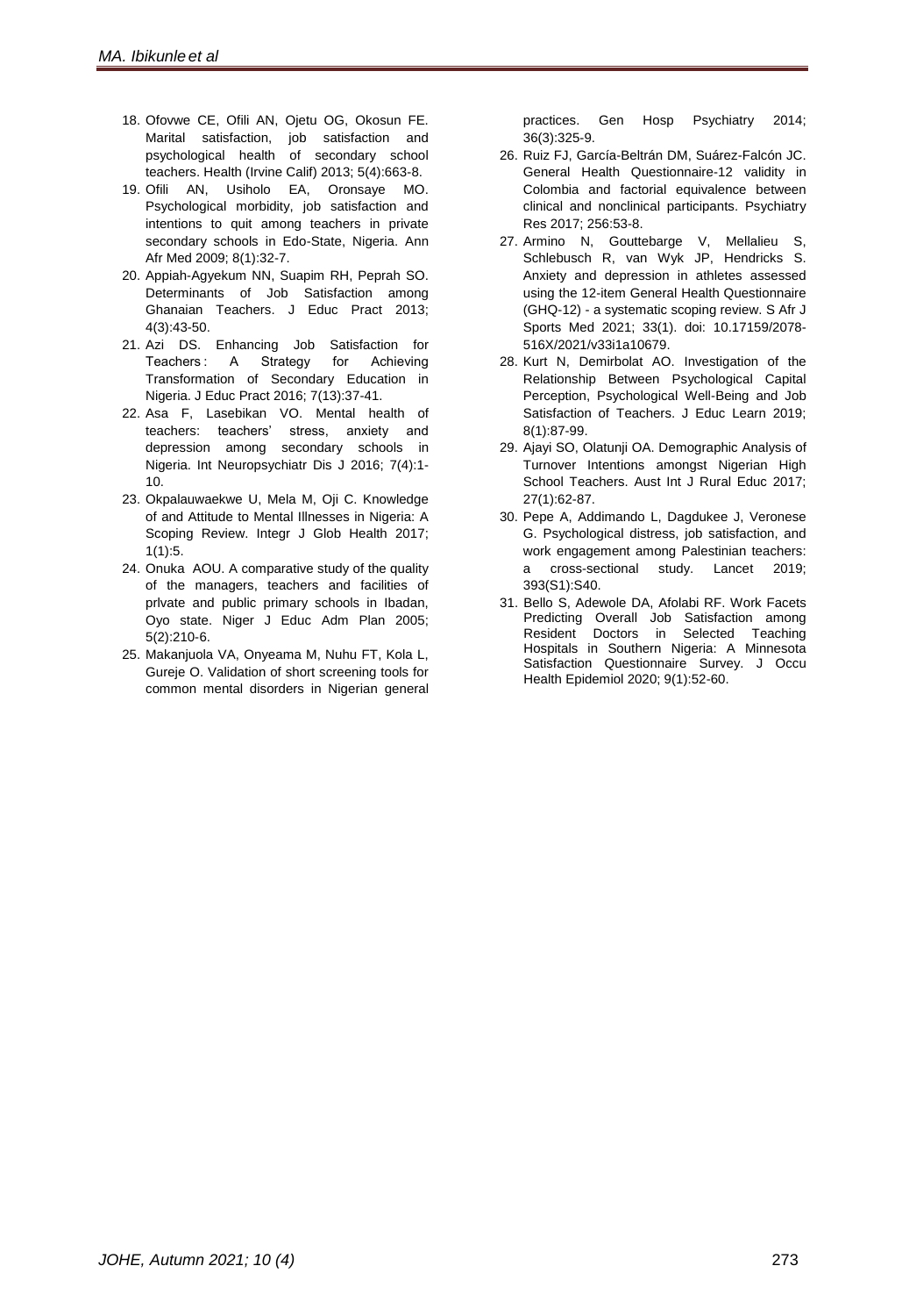18. Ofovwe CE, Ofili AN, Ojetu OG, Okosun FE. Marital satisfaction, job satisfaction and psychological health of secondary school teachers. Health (Irvine Calif) 2013; 5(4):663-8.
19. Ofili AN, Usiholo EA, Oronsaye MO. Psychological morbidity, job satisfaction and intentions to quit among teachers in private secondary schools in Edo-State, Nigeria. Ann Afr Med 2009; 8(1):32-7.
20. Appiah-Agyekum NN, Suapim RH, Peprah SO. Determinants of Job Satisfaction among Ghanaian Teachers. J Educ Pract 2013; 4(3):43-50.
21. Azi DS. Enhancing Job Satisfaction for Teachers : A Strategy for Achieving Transformation of Secondary Education in Nigeria. J Educ Pract 2016; 7(13):37-41.
22. Asa F, Lasebikan VO. Mental health of teachers: teachers' stress, anxiety and depression among secondary schools in Nigeria. Int Neuropsychiatr Dis J 2016; 7(4):1-10.
23. Okpalauwaekwe U, Mela M, Oji C. Knowledge of and Attitude to Mental Illnesses in Nigeria: A Scoping Review. Integr J Glob Health 2017; 1(1):5.
24. Onuka AOU. A comparative study of the quality of the managers, teachers and facilities of prlvate and public primary schools in Ibadan, Oyo state. Niger J Educ Adm Plan 2005; 5(2):210-6.
25. Makanjuola VA, Onyeama M, Nuhu FT, Kola L, Gureje O. Validation of short screening tools for common mental disorders in Nigerian general practices. Gen Hosp Psychiatry 2014; 36(3):325-9.
26. Ruiz FJ, García-Beltrán DM, Suárez-Falcón JC. General Health Questionnaire-12 validity in Colombia and factorial equivalence between clinical and nonclinical participants. Psychiatry Res 2017; 256:53-8.
27. Armino N, Gouttebarge V, Mellalieu S, Schlebusch R, van Wyk JP, Hendricks S. Anxiety and depression in athletes assessed using the 12-item General Health Questionnaire (GHQ-12) - a systematic scoping review. S Afr J Sports Med 2021; 33(1). doi: 10.17159/2078-516X/2021/v33i1a10679.
28. Kurt N, Demirbolat AO. Investigation of the Relationship Between Psychological Capital Perception, Psychological Well-Being and Job Satisfaction of Teachers. J Educ Learn 2019; 8(1):87-99.
29. Ajayi SO, Olatunji OA. Demographic Analysis of Turnover Intentions amongst Nigerian High School Teachers. Aust Int J Rural Educ 2017; 27(1):62-87.
30. Pepe A, Addimando L, Dagdukee J, Veronese G. Psychological distress, job satisfaction, and work engagement among Palestinian teachers: a cross-sectional study. Lancet 2019; 393(S1):S40.
31. Bello S, Adewole DA, Afolabi RF. Work Facets Predicting Overall Job Satisfaction among Resident Doctors in Selected Teaching Hospitals in Southern Nigeria: A Minnesota Satisfaction Questionnaire Survey. J Occu Health Epidemiol 2020; 9(1):52-60.